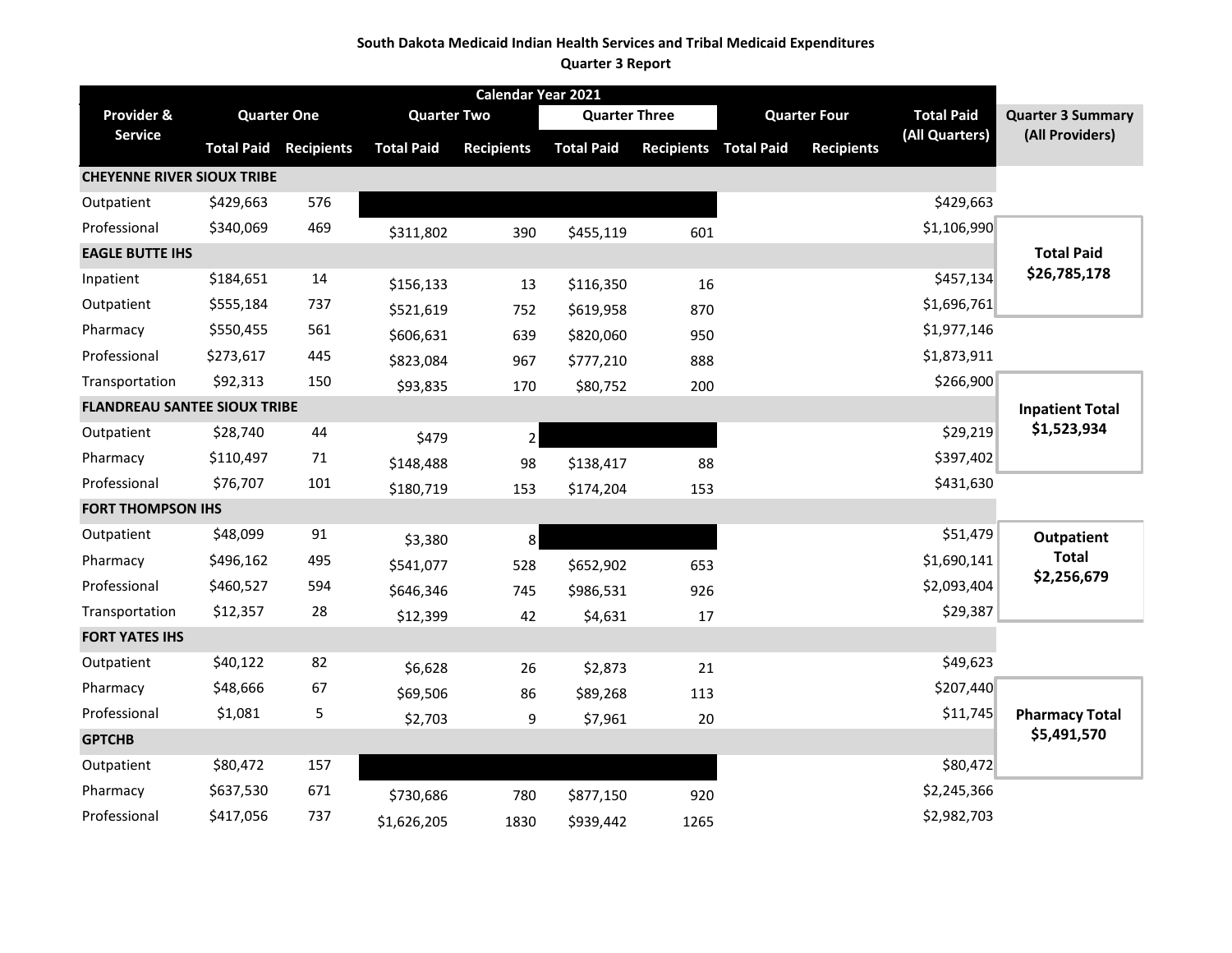**South Dakota Medicaid Indian Health Services and Tribal Medicaid Expenditures**

**Quarter 3 Report**

| Provider & Service | Calendar Year 2021 | | | | | | | | Total Paid (All Quarters) |
|---|---|---|---|---|---|---|---|---|---|
| | Quarter One | | Quarter Two | | Quarter Three | | Quarter Four | | |
| | Total Paid | Recipients | Total Paid | Recipients | Total Paid | Recipients | Total Paid | Recipients | |
| **CHEYENNE RIVER SIOUX TRIBE** | | | | | | | | | |
| Outpatient | $429,663 | 576 | | | | | | | $429,663 |
| Professional | $340,069 | 469 | $311,802 | 390 | $455,119 | 601 | | | $1,106,990 |
| **EAGLE BUTTE IHS** | | | | | | | | | |
| Inpatient | $184,651 | 14 | $156,133 | 13 | $116,350 | 16 | | | $457,134 |
| Outpatient | $555,184 | 737 | $521,619 | 752 | $619,958 | 870 | | | $1,696,761 |
| Pharmacy | $550,455 | 561 | $606,631 | 639 | $820,060 | 950 | | | $1,977,146 |
| Professional | $273,617 | 445 | $823,084 | 967 | $777,210 | 888 | | | $1,873,911 |
| Transportation | $92,313 | 150 | $93,835 | 170 | $80,752 | 200 | | | $266,900 |
| **FLANDREAU SANTEE SIOUX TRIBE** | | | | | | | | | |
| Outpatient | $28,740 | 44 | $479 | 2 | | | | | $29,219 |
| Pharmacy | $110,497 | 71 | $148,488 | 98 | $138,417 | 88 | | | $397,402 |
| Professional | $76,707 | 101 | $180,719 | 153 | $174,204 | 153 | | | $431,630 |
| **FORT THOMPSON IHS** | | | | | | | | | |
| Outpatient | $48,099 | 91 | $3,380 | 8 | | | | | $51,479 |
| Pharmacy | $496,162 | 495 | $541,077 | 528 | $652,902 | 653 | | | $1,690,141 |
| Professional | $460,527 | 594 | $646,346 | 745 | $986,531 | 926 | | | $2,093,404 |
| Transportation | $12,357 | 28 | $12,399 | 42 | $4,631 | 17 | | | $29,387 |
| **FORT YATES IHS** | | | | | | | | | |
| Outpatient | $40,122 | 82 | $6,628 | 26 | $2,873 | 21 | | | $49,623 |
| Pharmacy | $48,666 | 67 | $69,506 | 86 | $89,268 | 113 | | | $207,440 |
| Professional | $1,081 | 5 | $2,703 | 9 | $7,961 | 20 | | | $11,745 |
| **GPTCHB** | | | | | | | | | |
| Outpatient | $80,472 | 157 | | | | | | | $80,472 |
| Pharmacy | $637,530 | 671 | $730,686 | 780 | $877,150 | 920 | | | $2,245,366 |
| Professional | $417,056 | 737 | $1,626,205 | 1830 | $939,442 | 1265 | | | $2,982,703 |

**Quarter 3 Summary (All Providers)**

| Category | Amount |
|---|---|
| **Total Paid** | **$26,785,178** |
| **Inpatient Total** | **$1,523,934** |
| **Outpatient Total** | **$2,256,679** |
| **Pharmacy Total** | **$5,491,570** |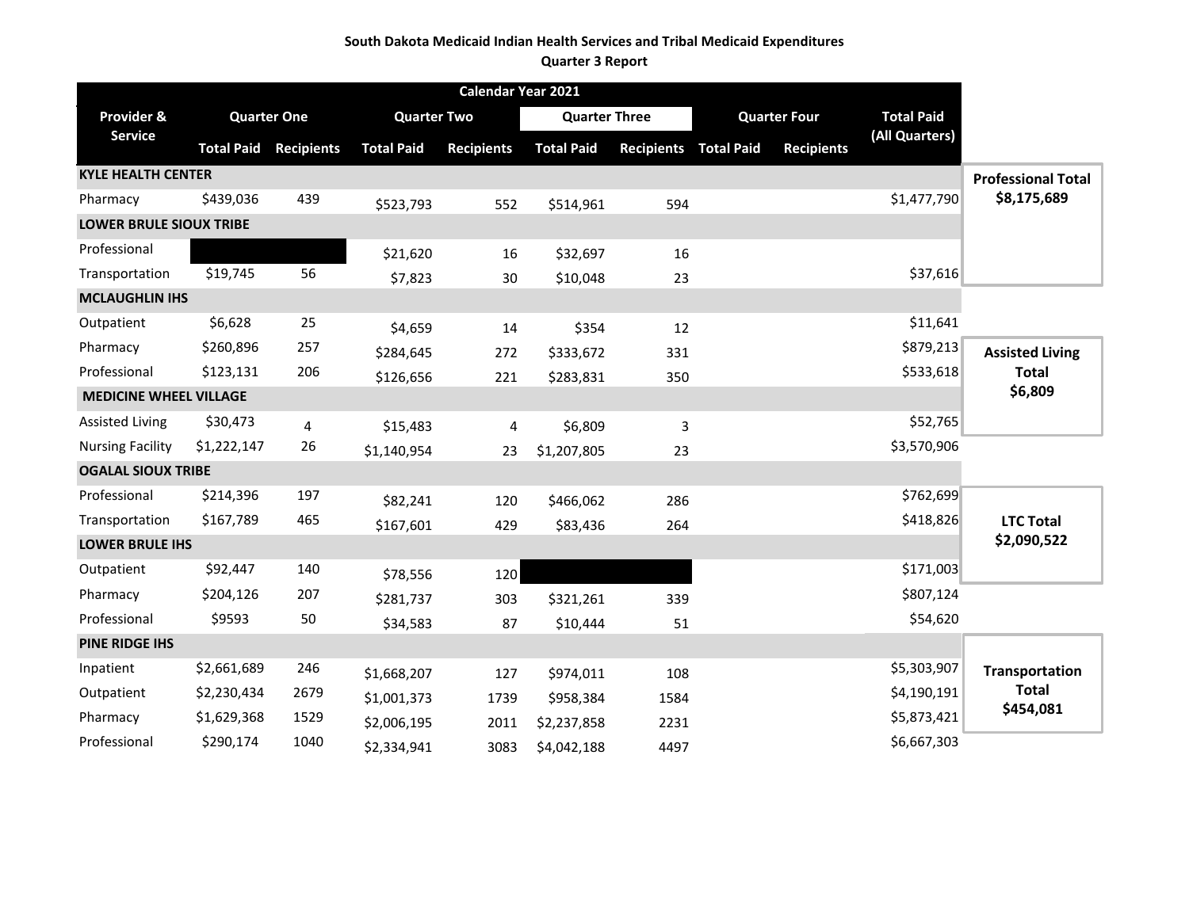**South Dakota Medicaid Indian Health Services and Tribal Medicaid Expenditures**
**Quarter 3 Report**

| Provider & Service | Calendar Year 2021 | | | | | | | | |
|---|---|---|---|---|---|---|---|---|---|
| | Quarter One | | Quarter Two | | Quarter Three | | Quarter Four | | Total Paid (All Quarters) |
| | Total Paid | Recipients | Total Paid | Recipients | Total Paid | Recipients | Total Paid | Recipients | |
| **KYLE HEALTH CENTER** | | | | | | | | | |
| Pharmacy | $439,036 | 439 | $523,793 | 552 | $514,961 | 594 | | | $1,477,790 |
| **LOWER BRULE SIOUX TRIBE** | | | | | | | | | |
| Professional | | | $21,620 | 16 | $32,697 | 16 | | | |
| Transportation | $19,745 | 56 | $7,823 | 30 | $10,048 | 23 | | | $37,616 |
| **MCLAUGHLIN IHS** | | | | | | | | | |
| Outpatient | $6,628 | 25 | $4,659 | 14 | $354 | 12 | | | $11,641 |
| Pharmacy | $260,896 | 257 | $284,645 | 272 | $333,672 | 331 | | | $879,213 |
| Professional | $123,131 | 206 | $126,656 | 221 | $283,831 | 350 | | | $533,618 |
| **MEDICINE WHEEL VILLAGE** | | | | | | | | | |
| Assisted Living | $30,473 | 4 | $15,483 | 4 | $6,809 | 3 | | | $52,765 |
| Nursing Facility | $1,222,147 | 26 | $1,140,954 | 23 | $1,207,805 | 23 | | | $3,570,906 |
| **OGALAL SIOUX TRIBE** | | | | | | | | | |
| Professional | $214,396 | 197 | $82,241 | 120 | $466,062 | 286 | | | $762,699 |
| Transportation | $167,789 | 465 | $167,601 | 429 | $83,436 | 264 | | | $418,826 |
| **LOWER BRULE IHS** | | | | | | | | | |
| Outpatient | $92,447 | 140 | $78,556 | 120 | | | | | $171,003 |
| Pharmacy | $204,126 | 207 | $281,737 | 303 | $321,261 | 339 | | | $807,124 |
| Professional | $9593 | 50 | $34,583 | 87 | $10,444 | 51 | | | $54,620 |
| **PINE RIDGE IHS** | | | | | | | | | |
| Inpatient | $2,661,689 | 246 | $1,668,207 | 127 | $974,011 | 108 | | | $5,303,907 |
| Outpatient | $2,230,434 | 2679 | $1,001,373 | 1739 | $958,384 | 1584 | | | $4,190,191 |
| Pharmacy | $1,629,368 | 1529 | $2,006,195 | 2011 | $2,237,858 | 2231 | | | $5,873,421 |
| Professional | $290,174 | 1040 | $2,334,941 | 3083 | $4,042,188 | 4497 | | | $6,667,303 |

**Professional Total**
**$8,175,689**

**Assisted Living Total**
**$6,809**

**LTC Total**
**$2,090,522**

**Transportation Total**
**$454,081**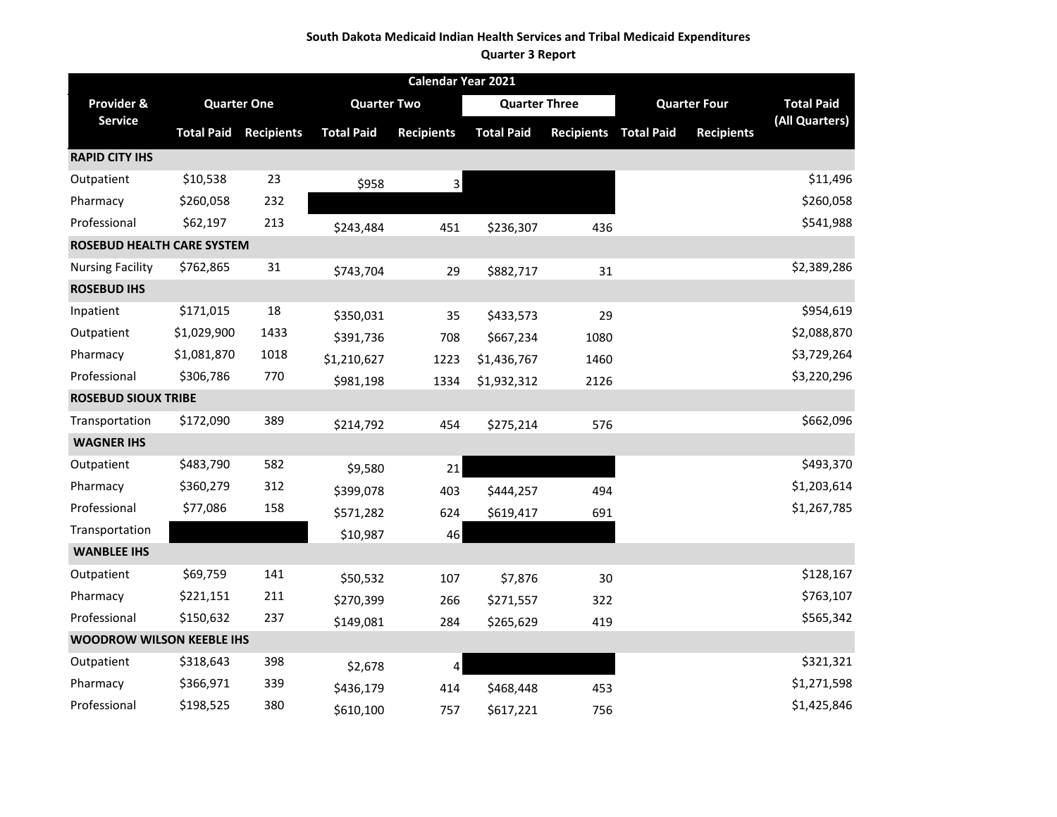**South Dakota Medicaid Indian Health Services and Tribal Medicaid Expenditures**
**Quarter 3 Report**

| Calendar Year 2021 | | | | | | | | | |
|---|---|---|---|---|---|---|---|---|---|
| Provider & Service | Quarter One | | Quarter Two | | Quarter Three | | Quarter Four | | Total Paid (All Quarters) |
| | Total Paid | Recipients | Total Paid | Recipients | Total Paid | Recipients | Total Paid | Recipients | |
| **RAPID CITY IHS** | | | | | | | | | |
| Outpatient | $10,538 | 23 | $958 | 3 | | | | | $11,496 |
| Pharmacy | $260,058 | 232 | | | | | | | $260,058 |
| Professional | $62,197 | 213 | $243,484 | 451 | $236,307 | 436 | | | $541,988 |
| **ROSEBUD HEALTH CARE SYSTEM** | | | | | | | | | |
| Nursing Facility | $762,865 | 31 | $743,704 | 29 | $882,717 | 31 | | | $2,389,286 |
| **ROSEBUD IHS** | | | | | | | | | |
| Inpatient | $171,015 | 18 | $350,031 | 35 | $433,573 | 29 | | | $954,619 |
| Outpatient | $1,029,900 | 1433 | $391,736 | 708 | $667,234 | 1080 | | | $2,088,870 |
| Pharmacy | $1,081,870 | 1018 | $1,210,627 | 1223 | $1,436,767 | 1460 | | | $3,729,264 |
| Professional | $306,786 | 770 | $981,198 | 1334 | $1,932,312 | 2126 | | | $3,220,296 |
| **ROSEBUD SIOUX TRIBE** | | | | | | | | | |
| Transportation | $172,090 | 389 | $214,792 | 454 | $275,214 | 576 | | | $662,096 |
| **WAGNER IHS** | | | | | | | | | |
| Outpatient | $483,790 | 582 | $9,580 | 21 | | | | | $493,370 |
| Pharmacy | $360,279 | 312 | $399,078 | 403 | $444,257 | 494 | | | $1,203,614 |
| Professional | $77,086 | 158 | $571,282 | 624 | $619,417 | 691 | | | $1,267,785 |
| Transportation | | | $10,987 | 46 | | | | | |
| **WANBLEE IHS** | | | | | | | | | |
| Outpatient | $69,759 | 141 | $50,532 | 107 | $7,876 | 30 | | | $128,167 |
| Pharmacy | $221,151 | 211 | $270,399 | 266 | $271,557 | 322 | | | $763,107 |
| Professional | $150,632 | 237 | $149,081 | 284 | $265,629 | 419 | | | $565,342 |
| **WOODROW WILSON KEEBLE IHS** | | | | | | | | | |
| Outpatient | $318,643 | 398 | $2,678 | 4 | | | | | $321,321 |
| Pharmacy | $366,971 | 339 | $436,179 | 414 | $468,448 | 453 | | | $1,271,598 |
| Professional | $198,525 | 380 | $610,100 | 757 | $617,221 | 756 | | | $1,425,846 |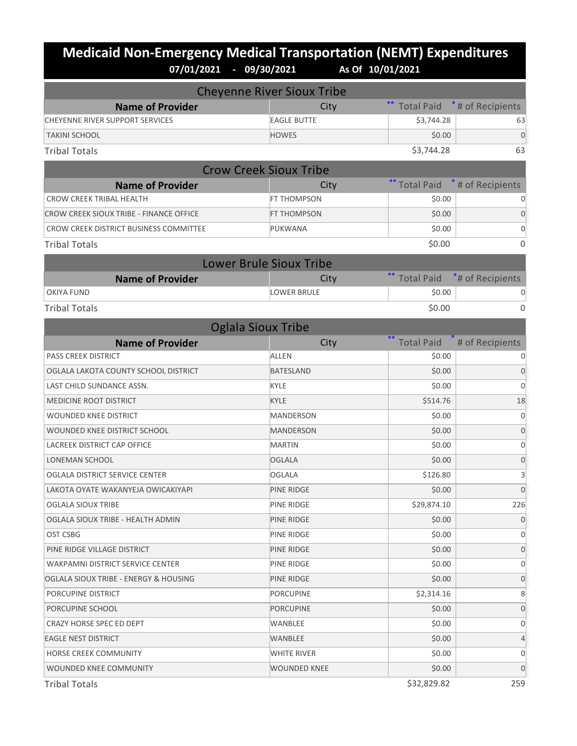# Medicaid Non-Emergency Medical Transportation (NEMT) Expenditures

**07/01/2021 - 09/30/2021 As Of 10/01/2021**

## Cheyenne River Sioux Tribe

| Name of Provider | City | ** Total Paid | * # of Recipients |
|---|---|---|---|
| CHEYENNE RIVER SUPPORT SERVICES | EAGLE BUTTE | $3,744.28 | 63 |
| TAKINI SCHOOL | HOWES | $0.00 | 0 |
| Tribal Totals | | $3,744.28 | 63 |

## Crow Creek Sioux Tribe

| Name of Provider | City | ** Total Paid | * # of Recipients |
|---|---|---|---|
| CROW CREEK TRIBAL HEALTH | FT THOMPSON | $0.00 | 0 |
| CROW CREEK SIOUX TRIBE - FINANCE OFFICE | FT THOMPSON | $0.00 | 0 |
| CROW CREEK DISTRICT BUSINESS COMMITTEE | PUKWANA | $0.00 | 0 |
| Tribal Totals | | $0.00 | 0 |

## Lower Brule Sioux Tribe

| Name of Provider | City | ** Total Paid | * # of Recipients |
|---|---|---|---|
| OKIYA FUND | LOWER BRULE | $0.00 | 0 |
| Tribal Totals | | $0.00 | 0 |

## Oglala Sioux Tribe

| Name of Provider | City | ** Total Paid | * # of Recipients |
|---|---|---|---|
| PASS CREEK DISTRICT | ALLEN | $0.00 | 0 |
| OGLALA LAKOTA COUNTY SCHOOL DISTRICT | BATESLAND | $0.00 | 0 |
| LAST CHILD SUNDANCE ASSN. | KYLE | $0.00 | 0 |
| MEDICINE ROOT DISTRICT | KYLE | $514.76 | 18 |
| WOUNDED KNEE DISTRICT | MANDERSON | $0.00 | 0 |
| WOUNDED KNEE DISTRICT SCHOOL | MANDERSON | $0.00 | 0 |
| LACREEK DISTRICT CAP OFFICE | MARTIN | $0.00 | 0 |
| LONEMAN SCHOOL | OGLALA | $0.00 | 0 |
| OGLALA DISTRICT SERVICE CENTER | OGLALA | $126.80 | 3 |
| LAKOTA OYATE WAKANYEJA OWICAKIYAPI | PINE RIDGE | $0.00 | 0 |
| OGLALA SIOUX TRIBE | PINE RIDGE | $29,874.10 | 226 |
| OGLALA SIOUX TRIBE - HEALTH ADMIN | PINE RIDGE | $0.00 | 0 |
| OST CSBG | PINE RIDGE | $0.00 | 0 |
| PINE RIDGE VILLAGE DISTRICT | PINE RIDGE | $0.00 | 0 |
| WAKPAMNI DISTRICT SERVICE CENTER | PINE RIDGE | $0.00 | 0 |
| OGLALA SIOUX TRIBE - ENERGY & HOUSING | PINE RIDGE | $0.00 | 0 |
| PORCUPINE DISTRICT | PORCUPINE | $2,314.16 | 8 |
| PORCUPINE SCHOOL | PORCUPINE | $0.00 | 0 |
| CRAZY HORSE SPEC ED DEPT | WANBLEE | $0.00 | 0 |
| EAGLE NEST DISTRICT | WANBLEE | $0.00 | 4 |
| HORSE CREEK COMMUNITY | WHITE RIVER | $0.00 | 0 |
| WOUNDED KNEE COMMUNITY | WOUNDED KNEE | $0.00 | 0 |
| Tribal Totals | | $32,829.82 | 259 |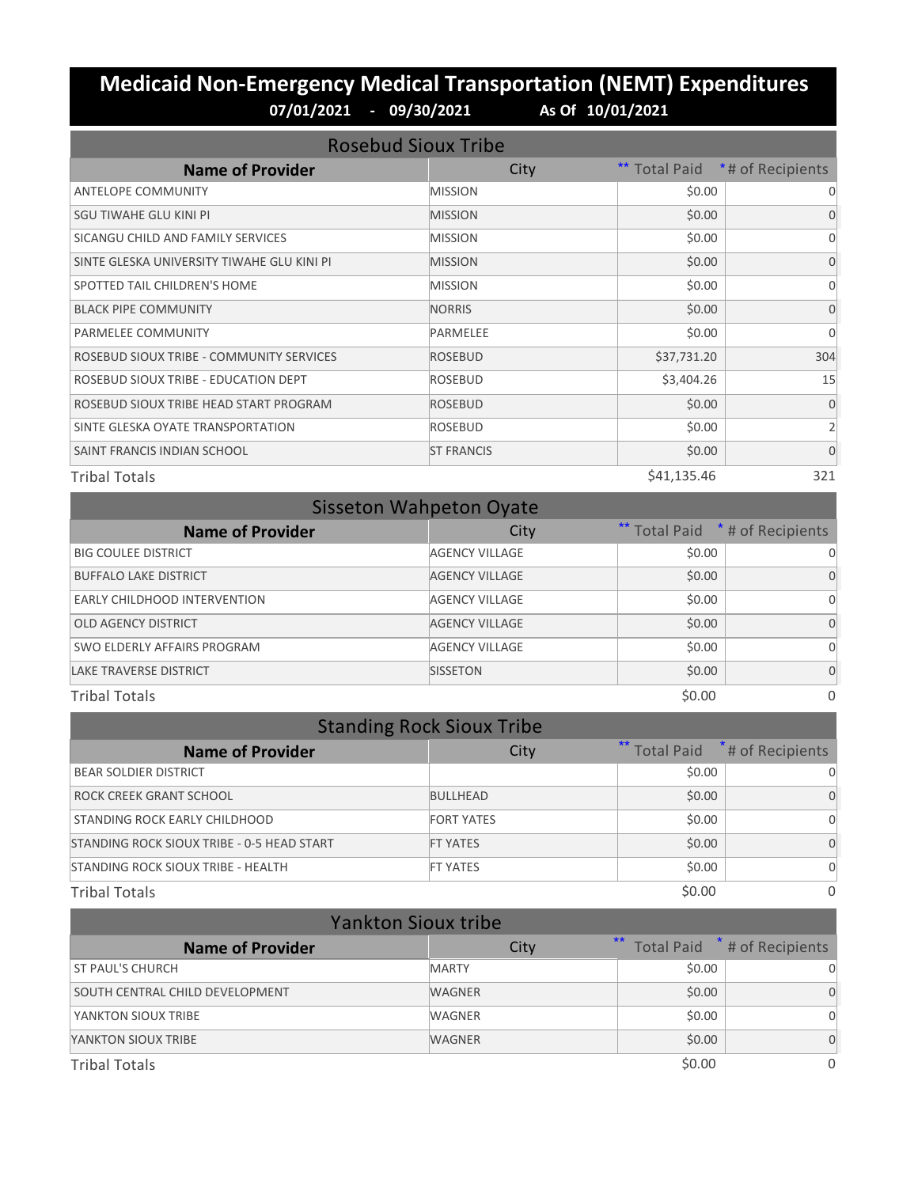# Medicaid Non-Emergency Medical Transportation (NEMT) Expenditures

**07/01/2021 - 09/30/2021 As Of 10/01/2021**

## Rosebud Sioux Tribe

| Name of Provider | City | ** Total Paid | * # of Recipients |
|---|---|---|---|
| ANTELOPE COMMUNITY | MISSION | $0.00 | 0 |
| SGU TIWAHE GLU KINI PI | MISSION | $0.00 | 0 |
| SICANGU CHILD AND FAMILY SERVICES | MISSION | $0.00 | 0 |
| SINTE GLESKA UNIVERSITY TIWAHE GLU KINI PI | MISSION | $0.00 | 0 |
| SPOTTED TAIL CHILDREN'S HOME | MISSION | $0.00 | 0 |
| BLACK PIPE COMMUNITY | NORRIS | $0.00 | 0 |
| PARMELEE COMMUNITY | PARMELEE | $0.00 | 0 |
| ROSEBUD SIOUX TRIBE - COMMUNITY SERVICES | ROSEBUD | $37,731.20 | 304 |
| ROSEBUD SIOUX TRIBE - EDUCATION DEPT | ROSEBUD | $3,404.26 | 15 |
| ROSEBUD SIOUX TRIBE HEAD START PROGRAM | ROSEBUD | $0.00 | 0 |
| SINTE GLESKA OYATE TRANSPORTATION | ROSEBUD | $0.00 | 2 |
| SAINT FRANCIS INDIAN SCHOOL | ST FRANCIS | $0.00 | 0 |
| Tribal Totals | | $41,135.46 | 321 |

## Sisseton Wahpeton Oyate

| Name of Provider | City | ** Total Paid | * # of Recipients |
|---|---|---|---|
| BIG COULEE DISTRICT | AGENCY VILLAGE | $0.00 | 0 |
| BUFFALO LAKE DISTRICT | AGENCY VILLAGE | $0.00 | 0 |
| EARLY CHILDHOOD INTERVENTION | AGENCY VILLAGE | $0.00 | 0 |
| OLD AGENCY DISTRICT | AGENCY VILLAGE | $0.00 | 0 |
| SWO ELDERLY AFFAIRS PROGRAM | AGENCY VILLAGE | $0.00 | 0 |
| LAKE TRAVERSE DISTRICT | SISSETON | $0.00 | 0 |
| Tribal Totals | | $0.00 | 0 |

## Standing Rock Sioux Tribe

| Name of Provider | City | ** Total Paid | * # of Recipients |
|---|---|---|---|
| BEAR SOLDIER DISTRICT | | $0.00 | 0 |
| ROCK CREEK GRANT SCHOOL | BULLHEAD | $0.00 | 0 |
| STANDING ROCK EARLY CHILDHOOD | FORT YATES | $0.00 | 0 |
| STANDING ROCK SIOUX TRIBE - 0-5 HEAD START | FT YATES | $0.00 | 0 |
| STANDING ROCK SIOUX TRIBE - HEALTH | FT YATES | $0.00 | 0 |
| Tribal Totals | | $0.00 | 0 |

## Yankton Sioux tribe

| Name of Provider | City | ** Total Paid | * # of Recipients |
|---|---|---|---|
| ST PAUL'S CHURCH | MARTY | $0.00 | 0 |
| SOUTH CENTRAL CHILD DEVELOPMENT | WAGNER | $0.00 | 0 |
| YANKTON SIOUX TRIBE | WAGNER | $0.00 | 0 |
| YANKTON SIOUX TRIBE | WAGNER | $0.00 | 0 |
| Tribal Totals | | $0.00 | 0 |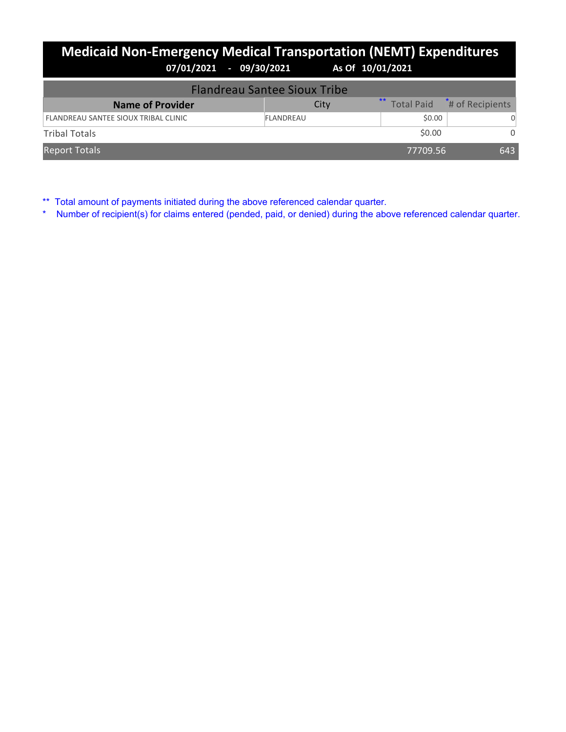# Medicaid Non-Emergency Medical Transportation (NEMT) Expenditures

**07/01/2021 - 09/30/2021 As Of 10/01/2021**

## Flandreau Santee Sioux Tribe

| Name of Provider | City | ** Total Paid | * # of Recipients |
|---|---|---|---|
| FLANDREAU SANTEE SIOUX TRIBAL CLINIC | FLANDREAU | $0.00 | 0 |
| Tribal Totals | | $0.00 | 0 |
| Report Totals | | 77709.56 | 643 |

** Total amount of payments initiated during the above referenced calendar quarter.

* Number of recipient(s) for claims entered (pended, paid, or denied) during the above referenced calendar quarter.